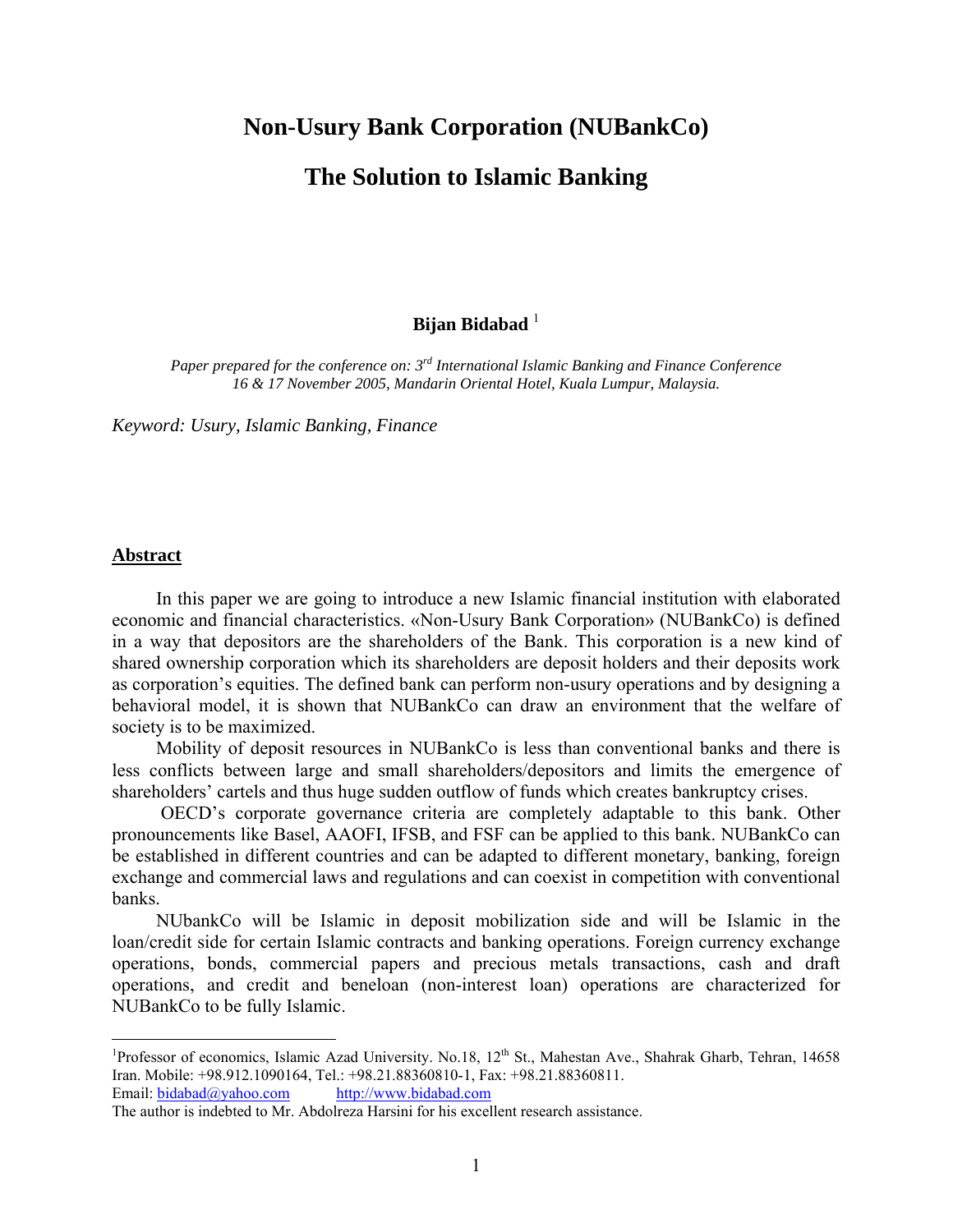# Non-Usury Bank Corporation (NUBankCo)

# The Solution to Islamic Banking

**Bijan Bidabad** [1]

*Paper prepared for the conference on: 3rd International Islamic Banking and Finance Conference 16 & 17 November 2005, Mandarin Oriental Hotel, Kuala Lumpur, Malaysia.*

*Keyword: Usury, Islamic Banking, Finance*

## Abstract

In this paper we are going to introduce a new Islamic financial institution with elaborated economic and financial characteristics. «Non-Usury Bank Corporation» (NUBankCo) is defined in a way that depositors are the shareholders of the Bank. This corporation is a new kind of shared ownership corporation which its shareholders are deposit holders and their deposits work as corporation's equities. The defined bank can perform non-usury operations and by designing a behavioral model, it is shown that NUBankCo can draw an environment that the welfare of society is to be maximized.

Mobility of deposit resources in NUBankCo is less than conventional banks and there is less conflicts between large and small shareholders/depositors and limits the emergence of shareholders' cartels and thus huge sudden outflow of funds which creates bankruptcy crises.

OECD's corporate governance criteria are completely adaptable to this bank. Other pronouncements like Basel, AAOFI, IFSB, and FSF can be applied to this bank. NUBankCo can be established in different countries and can be adapted to different monetary, banking, foreign exchange and commercial laws and regulations and can coexist in competition with conventional banks.

NUbankCo will be Islamic in deposit mobilization side and will be Islamic in the loan/credit side for certain Islamic contracts and banking operations. Foreign currency exchange operations, bonds, commercial papers and precious metals transactions, cash and draft operations, and credit and beneloan (non-interest loan) operations are characterized for NUBankCo to be fully Islamic.

---

[1] Professor of economics, Islamic Azad University. No.18, 12th St., Mahestan Ave., Shahrak Gharb, Tehran, 14658 Iran. Mobile: +98.912.1090164, Tel.: +98.21.88360810-1, Fax: +98.21.88360811.
Email: bidabad@yahoo.com http://www.bidabad.com
The author is indebted to Mr. Abdolreza Harsini for his excellent research assistance.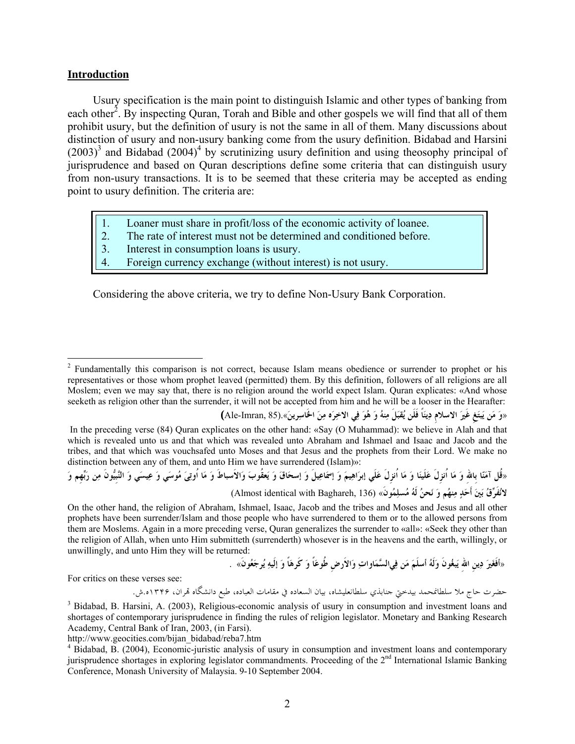## Introduction

Usury specification is the main point to distinguish Islamic and other types of banking from each other[2]. By inspecting Quran, Torah and Bible and other gospels we will find that all of them prohibit usury, but the definition of usury is not the same in all of them. Many discussions about distinction of usury and non-usury banking come from the usury definition. Bidabad and Harsini (2003)[3] and Bidabad (2004)[4] by scrutinizing usury definition and using theosophy principal of jurisprudence and based on Quran descriptions define some criteria that can distinguish usury from non-usury transactions. It is to be seemed that these criteria may be accepted as ending point to usury definition. The criteria are:

1. Loaner must share in profit/loss of the economic activity of loanee.
2. The rate of interest must not be determined and conditioned before.
3. Interest in consumption loans is usury.
4. Foreign currency exchange (without interest) is not usury.

Considering the above criteria, we try to define Non-Usury Bank Corporation.

---

[2] Fundamentally this comparison is not correct, because Islam means obedience or surrender to prophet or his representatives or those whom prophet leaved (permitted) them. By this definition, followers of all religions are all Moslem; even we may say that, there is no religion around the world expect Islam. Quran explicates: «And whose seeketh as religion other than the surrender, it will not be accepted from him and he will be a looser in the Hearafter:

«وَ مَن يَبتَغِ غَيرَ الاسلامِ دِيناً فَلَن يُقبَلَ مِنهُ وَ هُوَ فِي الاخِرَه مِنَ الخَاسِرينَ».(Ale-Imran, 85)

In the preceding verse (84) Quran explicates on the other hand: «Say (O Muhammad): we believe in Alah and that which is revealed unto us and that which was revealed unto Abraham and Ishmael and Isaac and Jacob and the tribes, and that which was vouchsafed unto Moses and that Jesus and the prophets from their Lord. We make no distinction between any of them, and unto Him we have surrendered (Islam)»:

«قُل آمَنّا بِاللهِ وَ مَا اُنزِلَ عَلَينَا وَ مَا اُنزِلَ عَلَي إبرَاهِيمَ وَ إسمَاعِيلَ وَ إسحَاقَ وَ يَعقُوبَ وَالاَسباطَ وَ مَا اُوتِيَ مُوسَي وَ عِيسَي وَ النَّبِيُّونَ مِن رَبِّهِم وَ لانُفَرِّقُ بَينَ أَحَدٍ مِنهُم وَ نَحنُ لَهُ مُسلِمُونَ» (Almost identical with Baghareh, 136)

On the other hand, the religion of Abraham, Ishmael, Isaac, Jacob and the tribes and Moses and Jesus and all other prophets have been surrender/Islam and those people who have surrendered to them or to the allowed persons from them are Moslems. Again in a more preceding verse, Quran generalizes the surrender to «all»: «Seek they other than the religion of Allah, when unto Him submitteth (surrenderth) whosever is in the heavens and the earth, willingly, or unwillingly, and unto Him they will be returned:

«أَفَغَيرَ دِينِ اللهِ يَبغُونَ وَلَهُ أسلَمَ مَن فِيالسَّمَاواتِ وَالاَرضِ طُوعاً وَ كَرهاً وَ إلَيهِ يُرجَعُونَ» .

For critics on these verses see:

حضرت حاج ملا سلطانمحمد بيدختي جنابذي سلطانعليشاه، بيان السعاده في مقامات العباده، طبع دانشگاه تهران، ۱۳۴۶ه.ش.

[3] Bidabad, B. Harsini, A. (2003), Religious-economic analysis of usury in consumption and investment loans and shortages of contemporary jurisprudence in finding the rules of religion legislator. Monetary and Banking Research Academy, Central Bank of Iran, 2003, (in Farsi).
http://www.geocities.com/bijan_bidabad/reba7.htm

[4] Bidabad, B. (2004), Economic-juristic analysis of usury in consumption and investment loans and contemporary jurisprudence shortages in exploring legislator commandments. Proceeding of the 2nd International Islamic Banking Conference, Monash University of Malaysia. 9-10 September 2004.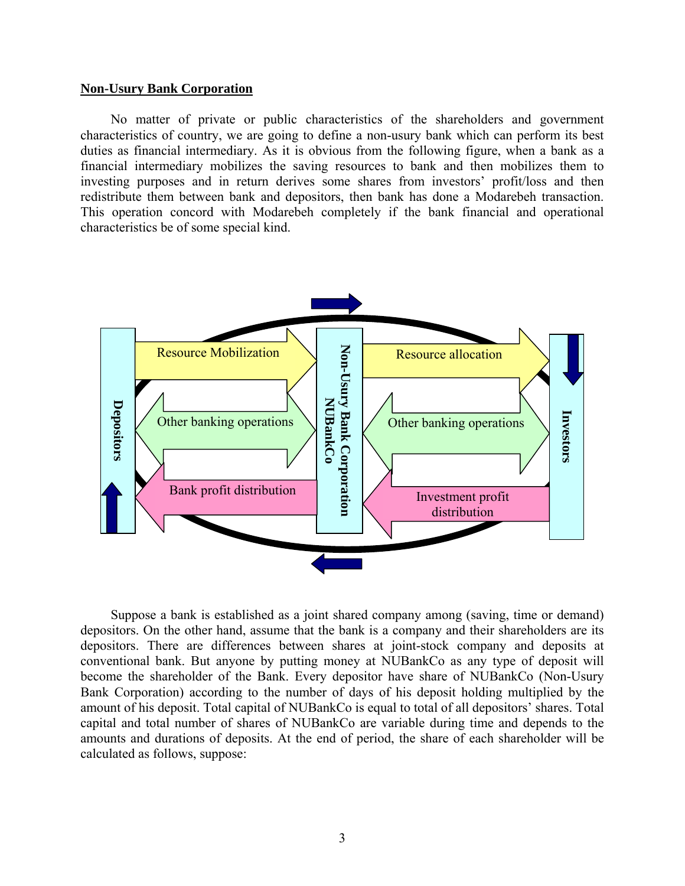**Non-Usury Bank Corporation**

No matter of private or public characteristics of the shareholders and government characteristics of country, we are going to define a non-usury bank which can perform its best duties as financial intermediary. As it is obvious from the following figure, when a bank as a financial intermediary mobilizes the saving resources to bank and then mobilizes them to investing purposes and in return derives some shares from investors' profit/loss and then redistribute them between bank and depositors, then bank has done a Modarebeh transaction. This operation concord with Modarebeh completely if the bank financial and operational characteristics be of some special kind.

Depositors — Resource Mobilization — Non-Usury Bank Corporation NUBankCo — Resource allocation — Investors

Other banking operations — Other banking operations

Bank profit distribution — Investment profit distribution

Suppose a bank is established as a joint shared company among (saving, time or demand) depositors. On the other hand, assume that the bank is a company and their shareholders are its depositors. There are differences between shares at joint-stock company and deposits at conventional bank. But anyone by putting money at NUBankCo as any type of deposit will become the shareholder of the Bank. Every depositor have share of NUBankCo (Non-Usury Bank Corporation) according to the number of days of his deposit holding multiplied by the amount of his deposit. Total capital of NUBankCo is equal to total of all depositors' shares. Total capital and total number of shares of NUBankCo are variable during time and depends to the amounts and durations of deposits. At the end of period, the share of each shareholder will be calculated as follows, suppose: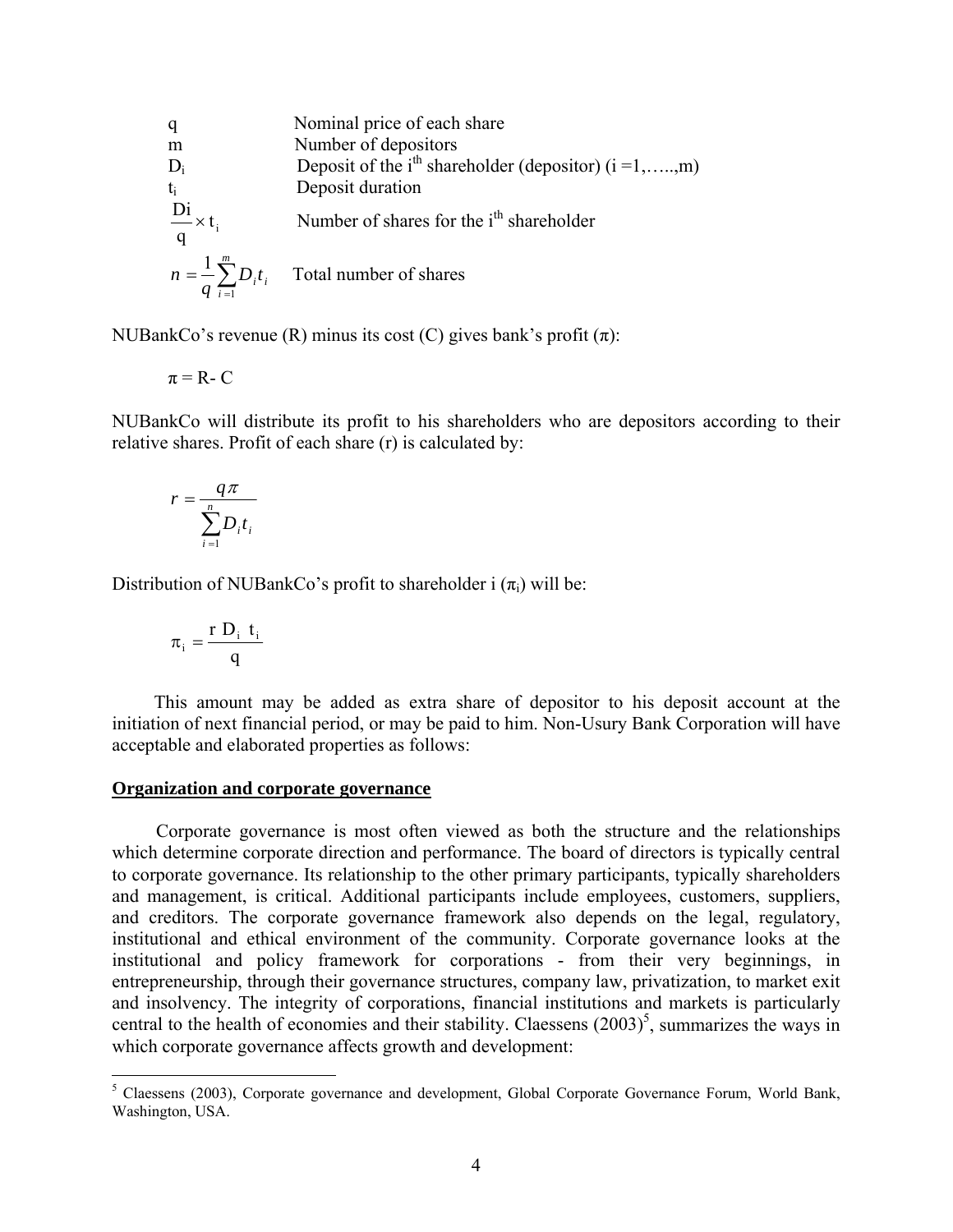| | |
|---|---|
| q | Nominal price of each share |
| m | Number of depositors |
| $D_i$ | Deposit of the $i^{th}$ shareholder (depositor) (i =1,…..,m) |
| $t_i$ | Deposit duration |
| $\frac{Di}{q} \times t_i$ | Number of shares for the $i^{th}$ shareholder |
| $n = \frac{1}{q}\sum_{i=1}^{m} D_i t_i$ | Total number of shares |

NUBankCo's revenue (R) minus its cost (C) gives bank's profit (π):

$$\pi = R - C$$

NUBankCo will distribute its profit to his shareholders who are depositors according to their relative shares. Profit of each share (r) is calculated by:

$$r = \frac{q\pi}{\sum_{i=1}^{n} D_i t_i}$$

Distribution of NUBankCo's profit to shareholder i ($\pi_i$) will be:

$$\pi_i = \frac{r\ D_i\ t_i}{q}$$

This amount may be added as extra share of depositor to his deposit account at the initiation of next financial period, or may be paid to him. Non-Usury Bank Corporation will have acceptable and elaborated properties as follows:

**Organization and corporate governance**

Corporate governance is most often viewed as both the structure and the relationships which determine corporate direction and performance. The board of directors is typically central to corporate governance. Its relationship to the other primary participants, typically shareholders and management, is critical. Additional participants include employees, customers, suppliers, and creditors. The corporate governance framework also depends on the legal, regulatory, institutional and ethical environment of the community. Corporate governance looks at the institutional and policy framework for corporations - from their very beginnings, in entrepreneurship, through their governance structures, company law, privatization, to market exit and insolvency. The integrity of corporations, financial institutions and markets is particularly central to the health of economies and their stability. Claessens (2003)[5], summarizes the ways in which corporate governance affects growth and development:

[5] Claessens (2003), Corporate governance and development, Global Corporate Governance Forum, World Bank, Washington, USA.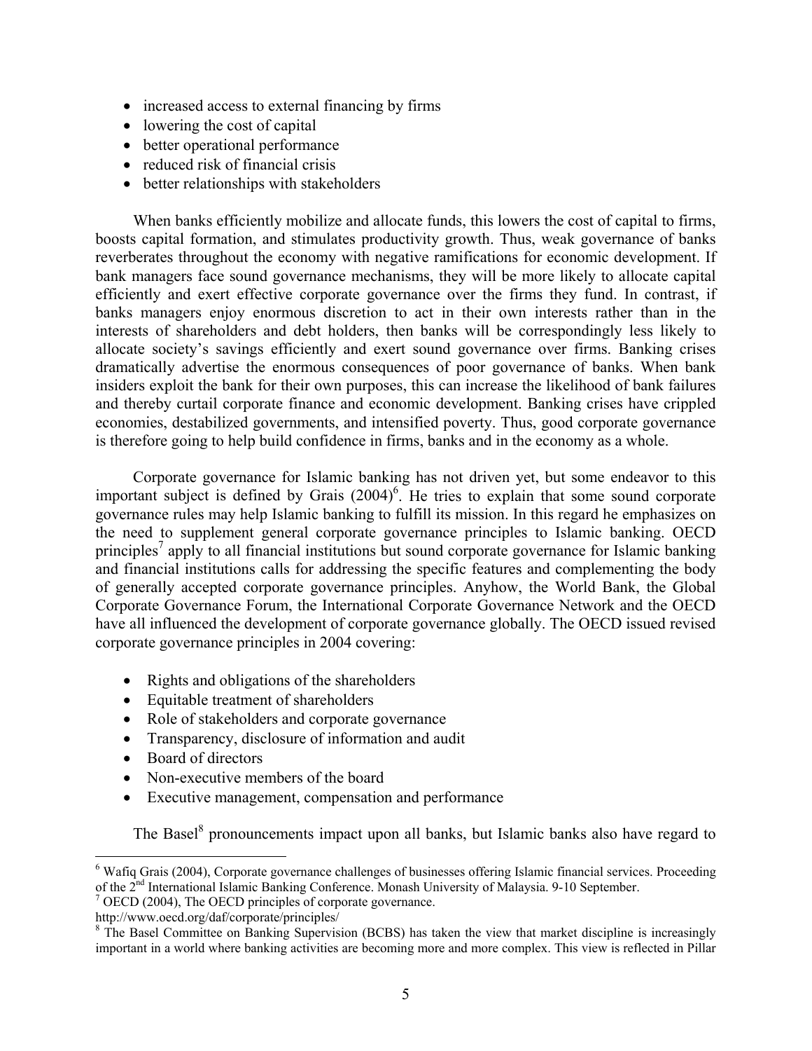- increased access to external financing by firms
- lowering the cost of capital
- better operational performance
- reduced risk of financial crisis
- better relationships with stakeholders

When banks efficiently mobilize and allocate funds, this lowers the cost of capital to firms, boosts capital formation, and stimulates productivity growth. Thus, weak governance of banks reverberates throughout the economy with negative ramifications for economic development. If bank managers face sound governance mechanisms, they will be more likely to allocate capital efficiently and exert effective corporate governance over the firms they fund. In contrast, if banks managers enjoy enormous discretion to act in their own interests rather than in the interests of shareholders and debt holders, then banks will be correspondingly less likely to allocate society's savings efficiently and exert sound governance over firms. Banking crises dramatically advertise the enormous consequences of poor governance of banks. When bank insiders exploit the bank for their own purposes, this can increase the likelihood of bank failures and thereby curtail corporate finance and economic development. Banking crises have crippled economies, destabilized governments, and intensified poverty. Thus, good corporate governance is therefore going to help build confidence in firms, banks and in the economy as a whole.

Corporate governance for Islamic banking has not driven yet, but some endeavor to this important subject is defined by Grais (2004)[6]. He tries to explain that some sound corporate governance rules may help Islamic banking to fulfill its mission. In this regard he emphasizes on the need to supplement general corporate governance principles to Islamic banking. OECD principles[7] apply to all financial institutions but sound corporate governance for Islamic banking and financial institutions calls for addressing the specific features and complementing the body of generally accepted corporate governance principles. Anyhow, the World Bank, the Global Corporate Governance Forum, the International Corporate Governance Network and the OECD have all influenced the development of corporate governance globally. The OECD issued revised corporate governance principles in 2004 covering:

- Rights and obligations of the shareholders
- Equitable treatment of shareholders
- Role of stakeholders and corporate governance
- Transparency, disclosure of information and audit
- Board of directors
- Non-executive members of the board
- Executive management, compensation and performance

The Basel[8] pronouncements impact upon all banks, but Islamic banks also have regard to

---

[6] Wafiq Grais (2004), Corporate governance challenges of businesses offering Islamic financial services. Proceeding of the 2nd International Islamic Banking Conference. Monash University of Malaysia. 9-10 September.

[7] OECD (2004), The OECD principles of corporate governance. http://www.oecd.org/daf/corporate/principles/

[8] The Basel Committee on Banking Supervision (BCBS) has taken the view that market discipline is increasingly important in a world where banking activities are becoming more and more complex. This view is reflected in Pillar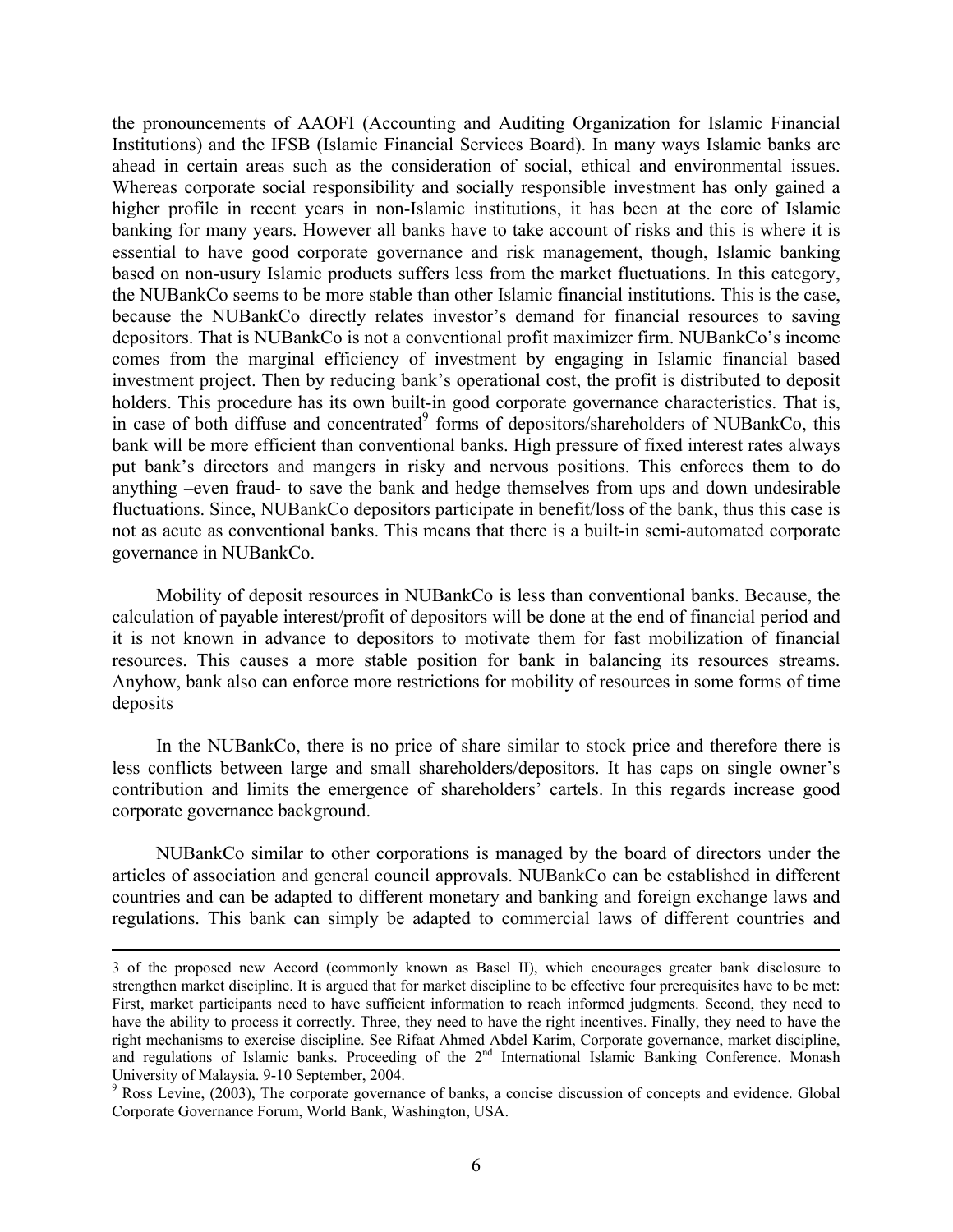the pronouncements of AAOFI (Accounting and Auditing Organization for Islamic Financial Institutions) and the IFSB (Islamic Financial Services Board). In many ways Islamic banks are ahead in certain areas such as the consideration of social, ethical and environmental issues. Whereas corporate social responsibility and socially responsible investment has only gained a higher profile in recent years in non-Islamic institutions, it has been at the core of Islamic banking for many years. However all banks have to take account of risks and this is where it is essential to have good corporate governance and risk management, though, Islamic banking based on non-usury Islamic products suffers less from the market fluctuations. In this category, the NUBankCo seems to be more stable than other Islamic financial institutions. This is the case, because the NUBankCo directly relates investor's demand for financial resources to saving depositors. That is NUBankCo is not a conventional profit maximizer firm. NUBankCo's income comes from the marginal efficiency of investment by engaging in Islamic financial based investment project. Then by reducing bank's operational cost, the profit is distributed to deposit holders. This procedure has its own built-in good corporate governance characteristics. That is, in case of both diffuse and concentrated[9] forms of depositors/shareholders of NUBankCo, this bank will be more efficient than conventional banks. High pressure of fixed interest rates always put bank's directors and mangers in risky and nervous positions. This enforces them to do anything –even fraud- to save the bank and hedge themselves from ups and down undesirable fluctuations. Since, NUBankCo depositors participate in benefit/loss of the bank, thus this case is not as acute as conventional banks. This means that there is a built-in semi-automated corporate governance in NUBankCo.

Mobility of deposit resources in NUBankCo is less than conventional banks. Because, the calculation of payable interest/profit of depositors will be done at the end of financial period and it is not known in advance to depositors to motivate them for fast mobilization of financial resources. This causes a more stable position for bank in balancing its resources streams. Anyhow, bank also can enforce more restrictions for mobility of resources in some forms of time deposits

In the NUBankCo, there is no price of share similar to stock price and therefore there is less conflicts between large and small shareholders/depositors. It has caps on single owner's contribution and limits the emergence of shareholders' cartels. In this regards increase good corporate governance background.

NUBankCo similar to other corporations is managed by the board of directors under the articles of association and general council approvals. NUBankCo can be established in different countries and can be adapted to different monetary and banking and foreign exchange laws and regulations. This bank can simply be adapted to commercial laws of different countries and

---

3 of the proposed new Accord (commonly known as Basel II), which encourages greater bank disclosure to strengthen market discipline. It is argued that for market discipline to be effective four prerequisites have to be met: First, market participants need to have sufficient information to reach informed judgments. Second, they need to have the ability to process it correctly. Three, they need to have the right incentives. Finally, they need to have the right mechanisms to exercise discipline. See Rifaat Ahmed Abdel Karim, Corporate governance, market discipline, and regulations of Islamic banks. Proceeding of the 2nd International Islamic Banking Conference. Monash University of Malaysia. 9-10 September, 2004.

[9] Ross Levine, (2003), The corporate governance of banks, a concise discussion of concepts and evidence. Global Corporate Governance Forum, World Bank, Washington, USA.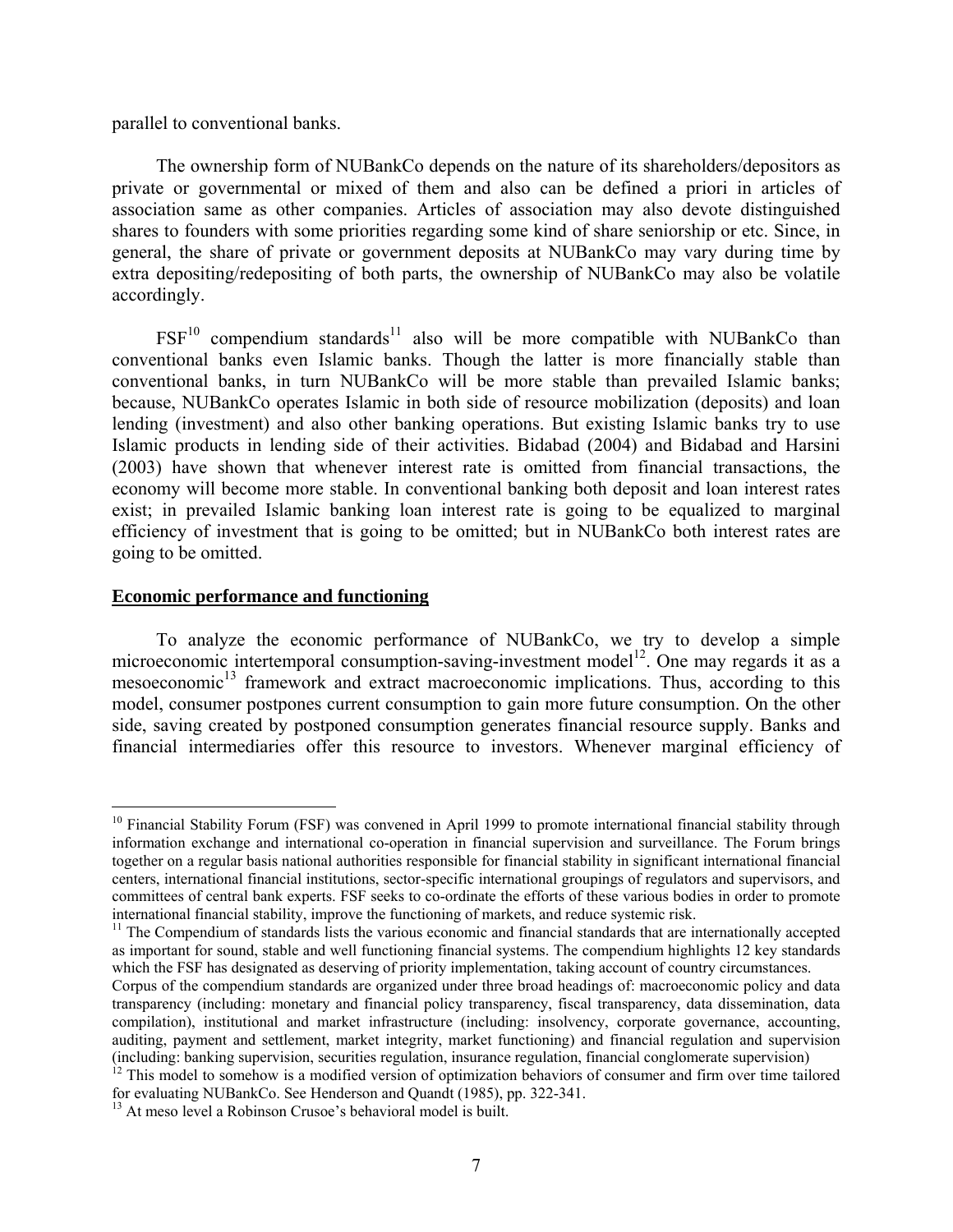parallel to conventional banks.

The ownership form of NUBankCo depends on the nature of its shareholders/depositors as private or governmental or mixed of them and also can be defined a priori in articles of association same as other companies. Articles of association may also devote distinguished shares to founders with some priorities regarding some kind of share seniorship or etc. Since, in general, the share of private or government deposits at NUBankCo may vary during time by extra depositing/redepositing of both parts, the ownership of NUBankCo may also be volatile accordingly.

FSF[10] compendium standards[11] also will be more compatible with NUBankCo than conventional banks even Islamic banks. Though the latter is more financially stable than conventional banks, in turn NUBankCo will be more stable than prevailed Islamic banks; because, NUBankCo operates Islamic in both side of resource mobilization (deposits) and loan lending (investment) and also other banking operations. But existing Islamic banks try to use Islamic products in lending side of their activities. Bidabad (2004) and Bidabad and Harsini (2003) have shown that whenever interest rate is omitted from financial transactions, the economy will become more stable. In conventional banking both deposit and loan interest rates exist; in prevailed Islamic banking loan interest rate is going to be equalized to marginal efficiency of investment that is going to be omitted; but in NUBankCo both interest rates are going to be omitted.

## Economic performance and functioning

To analyze the economic performance of NUBankCo, we try to develop a simple microeconomic intertemporal consumption-saving-investment model[12]. One may regards it as a mesoeconomic[13] framework and extract macroeconomic implications. Thus, according to this model, consumer postpones current consumption to gain more future consumption. On the other side, saving created by postponed consumption generates financial resource supply. Banks and financial intermediaries offer this resource to investors. Whenever marginal efficiency of

---

[10] Financial Stability Forum (FSF) was convened in April 1999 to promote international financial stability through information exchange and international co-operation in financial supervision and surveillance. The Forum brings together on a regular basis national authorities responsible for financial stability in significant international financial centers, international financial institutions, sector-specific international groupings of regulators and supervisors, and committees of central bank experts. FSF seeks to co-ordinate the efforts of these various bodies in order to promote international financial stability, improve the functioning of markets, and reduce systemic risk.

[11] The Compendium of standards lists the various economic and financial standards that are internationally accepted as important for sound, stable and well functioning financial systems. The compendium highlights 12 key standards which the FSF has designated as deserving of priority implementation, taking account of country circumstances. Corpus of the compendium standards are organized under three broad headings of: macroeconomic policy and data transparency (including: monetary and financial policy transparency, fiscal transparency, data dissemination, data compilation), institutional and market infrastructure (including: insolvency, corporate governance, accounting, auditing, payment and settlement, market integrity, market functioning) and financial regulation and supervision (including: banking supervision, securities regulation, insurance regulation, financial conglomerate supervision)

[12] This model to somehow is a modified version of optimization behaviors of consumer and firm over time tailored for evaluating NUBankCo. See Henderson and Quandt (1985), pp. 322-341.

[13] At meso level a Robinson Crusoe's behavioral model is built.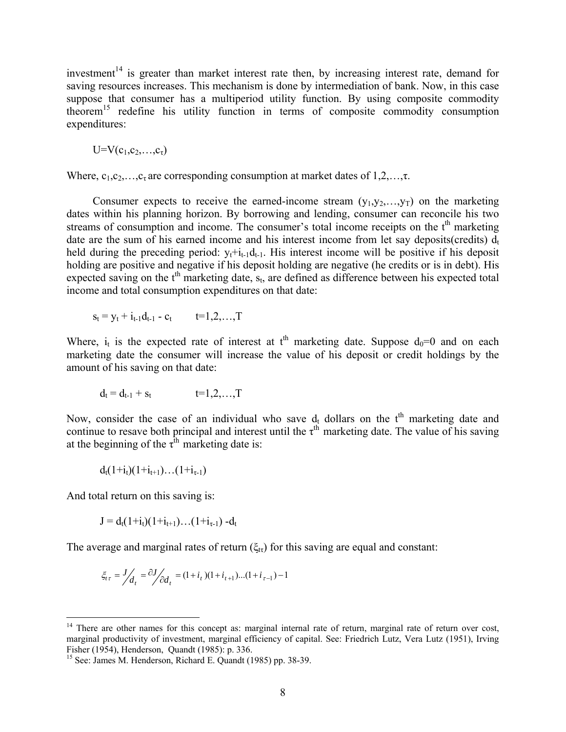investment[14] is greater than market interest rate then, by increasing interest rate, demand for saving resources increases. This mechanism is done by intermediation of bank. Now, in this case suppose that consumer has a multiperiod utility function. By using composite commodity theorem[15] redefine his utility function in terms of composite commodity consumption expenditures:

$$U=V(c_1,c_2,\ldots,c_\tau)$$

Where, $c_1,c_2,\ldots,c_\tau$ are corresponding consumption at market dates of $1,2,\ldots,\tau$.

Consumer expects to receive the earned-income stream $(y_1,y_2,\ldots,y_T)$ on the marketing dates within his planning horizon. By borrowing and lending, consumer can reconcile his two streams of consumption and income. The consumer's total income receipts on the $t^{th}$ marketing date are the sum of his earned income and his interest income from let say deposits(credits) $d_t$ held during the preceding period: $y_t+i_{t-1}d_{t-1}$. His interest income will be positive if his deposit holding are positive and negative if his deposit holding are negative (he credits or is in debt). His expected saving on the $t^{th}$ marketing date, $s_t$, are defined as difference between his expected total income and total consumption expenditures on that date:

$$s_t = y_t + i_{t-1}d_{t-1} - c_t \qquad t=1,2,\ldots,T$$

Where, $i_t$ is the expected rate of interest at $t^{th}$ marketing date. Suppose $d_0=0$ and on each marketing date the consumer will increase the value of his deposit or credit holdings by the amount of his saving on that date:

$$d_t = d_{t-1} + s_t \qquad t=1,2,\ldots,T$$

Now, consider the case of an individual who save $d_t$ dollars on the $t^{th}$ marketing date and continue to resave both principal and interest until the $\tau^{th}$ marketing date. The value of his saving at the beginning of the $\tau^{th}$ marketing date is:

$$d_t(1+i_t)(1+i_{t+1})\ldots(1+i_{\tau-1})$$

And total return on this saving is:

$$J = d_t(1+i_t)(1+i_{t+1})\ldots(1+i_{\tau-1}) - d_t$$

The average and marginal rates of return ($\xi_{t\tau}$) for this saving are equal and constant:

$$\xi_{t\tau} = J/d_t = \partial J/\partial d_t = (1+i_t)(1+i_{t+1})\ldots(1+i_{\tau-1}) - 1$$

---

[14] There are other names for this concept as: marginal internal rate of return, marginal rate of return over cost, marginal productivity of investment, marginal efficiency of capital. See: Friedrich Lutz, Vera Lutz (1951), Irving Fisher (1954), Henderson, Quandt (1985): p. 336.

[15] See: James M. Henderson, Richard E. Quandt (1985) pp. 38-39.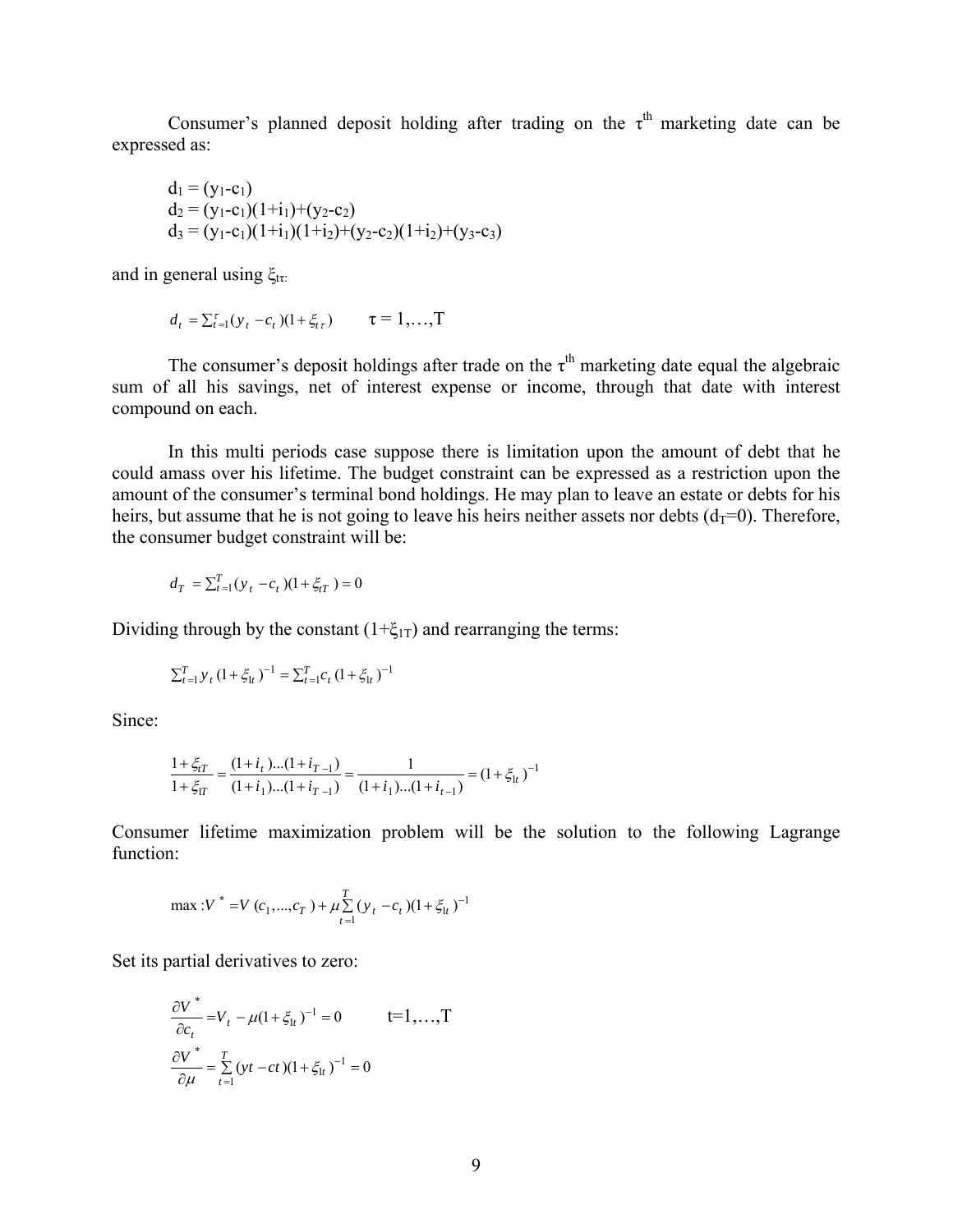Consumer's planned deposit holding after trading on the $\tau^{th}$ marketing date can be expressed as:

$$d_1 = (y_1 - c_1)$$
$$d_2 = (y_1 - c_1)(1+i_1) + (y_2 - c_2)$$
$$d_3 = (y_1 - c_1)(1+i_1)(1+i_2) + (y_2 - c_2)(1+i_2) + (y_3 - c_3)$$

and in general using $\xi_{t\tau}$:

$$d_t = \Sigma_{t=1}^{\tau}(y_t - c_t)(1+\xi_{t\tau}) \qquad \tau = 1,\ldots,T$$

The consumer's deposit holdings after trade on the $\tau^{th}$ marketing date equal the algebraic sum of all his savings, net of interest expense or income, through that date with interest compound on each.

In this multi periods case suppose there is limitation upon the amount of debt that he could amass over his lifetime. The budget constraint can be expressed as a restriction upon the amount of the consumer's terminal bond holdings. He may plan to leave an estate or debts for his heirs, but assume that he is not going to leave his heirs neither assets nor debts ($d_T$=0). Therefore, the consumer budget constraint will be:

$$d_T = \Sigma_{t=1}^{T}(y_t - c_t)(1+\xi_{tT}) = 0$$

Dividing through by the constant $(1+\xi_{1T})$ and rearranging the terms:

$$\Sigma_{t=1}^{T} y_t (1+\xi_{1t})^{-1} = \Sigma_{t=1}^{T} c_t (1+\xi_{1t})^{-1}$$

Since:

$$\frac{1+\xi_{tT}}{1+\xi_{1T}} = \frac{(1+i_t)\ldots(1+i_{T-1})}{(1+i_1)\ldots(1+i_{T-1})} = \frac{1}{(1+i_1)\ldots(1+i_{t-1})} = (1+\xi_{1t})^{-1}$$

Consumer lifetime maximization problem will be the solution to the following Lagrange function:

$$\max : V^* = V(c_1,\ldots,c_T) + \mu \sum_{t=1}^{T}(y_t - c_t)(1+\xi_{1t})^{-1}$$

Set its partial derivatives to zero:

$$\frac{\partial V^*}{\partial c_t} = V_t - \mu(1+\xi_{1t})^{-1} = 0 \qquad t=1,\ldots,T$$

$$\frac{\partial V^*}{\partial \mu} = \sum_{t=1}^{T}(yt - ct)(1+\xi_{1t})^{-1} = 0$$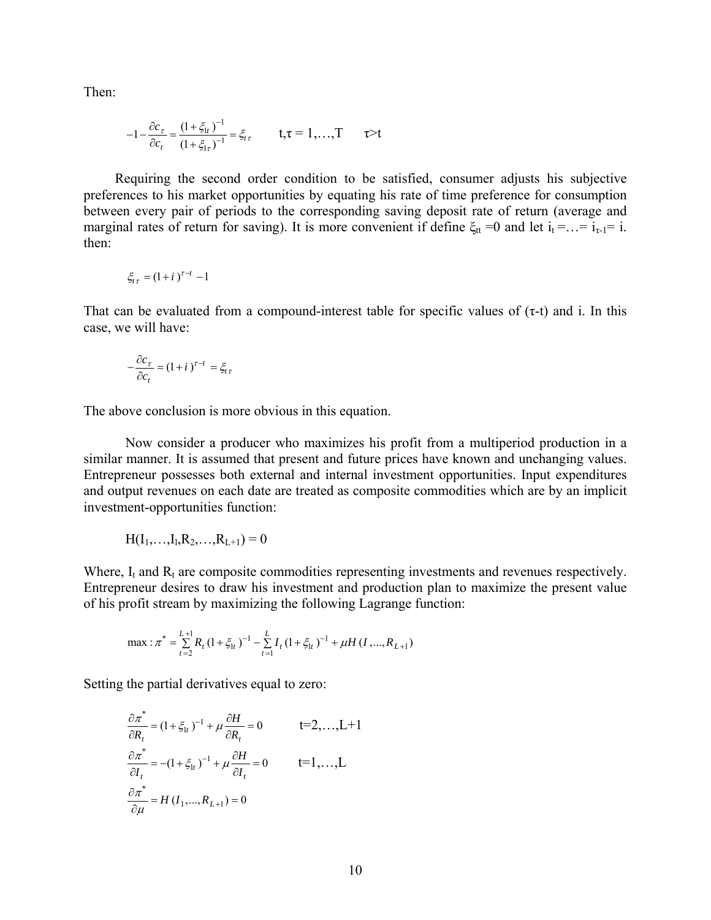Then:

$$-1 - \frac{\partial c_\tau}{\partial c_t} = \frac{(1+\xi_{1t})^{-1}}{(1+\xi_{1\tau})^{-1}} = \xi_{t\tau} \qquad t,\tau = 1,\ldots,T \qquad \tau > t$$

Requiring the second order condition to be satisfied, consumer adjusts his subjective preferences to his market opportunities by equating his rate of time preference for consumption between every pair of periods to the corresponding saving deposit rate of return (average and marginal rates of return for saving). It is more convenient if define $\xi_{tt} = 0$ and let $i_t = \ldots = i_{\tau-1} = i$. then:

$$\xi_{t\tau} = (1+i)^{\tau - t} - 1$$

That can be evaluated from a compound-interest table for specific values of ($\tau$-t) and i. In this case, we will have:

$$-\frac{\partial c_\tau}{\partial c_t} = (1+i)^{\tau - t} = \xi_{t\tau}$$

The above conclusion is more obvious in this equation.

Now consider a producer who maximizes his profit from a multiperiod production in a similar manner. It is assumed that present and future prices have known and unchanging values. Entrepreneur possesses both external and internal investment opportunities. Input expenditures and output revenues on each date are treated as composite commodities which are by an implicit investment-opportunities function:

$$H(I_1,\ldots,I_l,R_2,\ldots,R_{L+1}) = 0$$

Where, $I_t$ and $R_t$ are composite commodities representing investments and revenues respectively. Entrepreneur desires to draw his investment and production plan to maximize the present value of his profit stream by maximizing the following Lagrange function:

$$\max : \pi^* = \sum_{t=2}^{L+1} R_t (1+\xi_{1t})^{-1} - \sum_{t=1}^{L} I_t (1+\xi_{1t})^{-1} + \mu H(I,\ldots,R_{L+1})$$

Setting the partial derivatives equal to zero:

$$\frac{\partial \pi^*}{\partial R_t} = (1+\xi_{1t})^{-1} + \mu \frac{\partial H}{\partial R_t} = 0 \qquad t=2,\ldots,L+1$$

$$\frac{\partial \pi^*}{\partial I_t} = -(1+\xi_{1t})^{-1} + \mu \frac{\partial H}{\partial I_t} = 0 \qquad t=1,\ldots,L$$

$$\frac{\partial \pi^*}{\partial \mu} = H(I_1,\ldots,R_{L+1}) = 0$$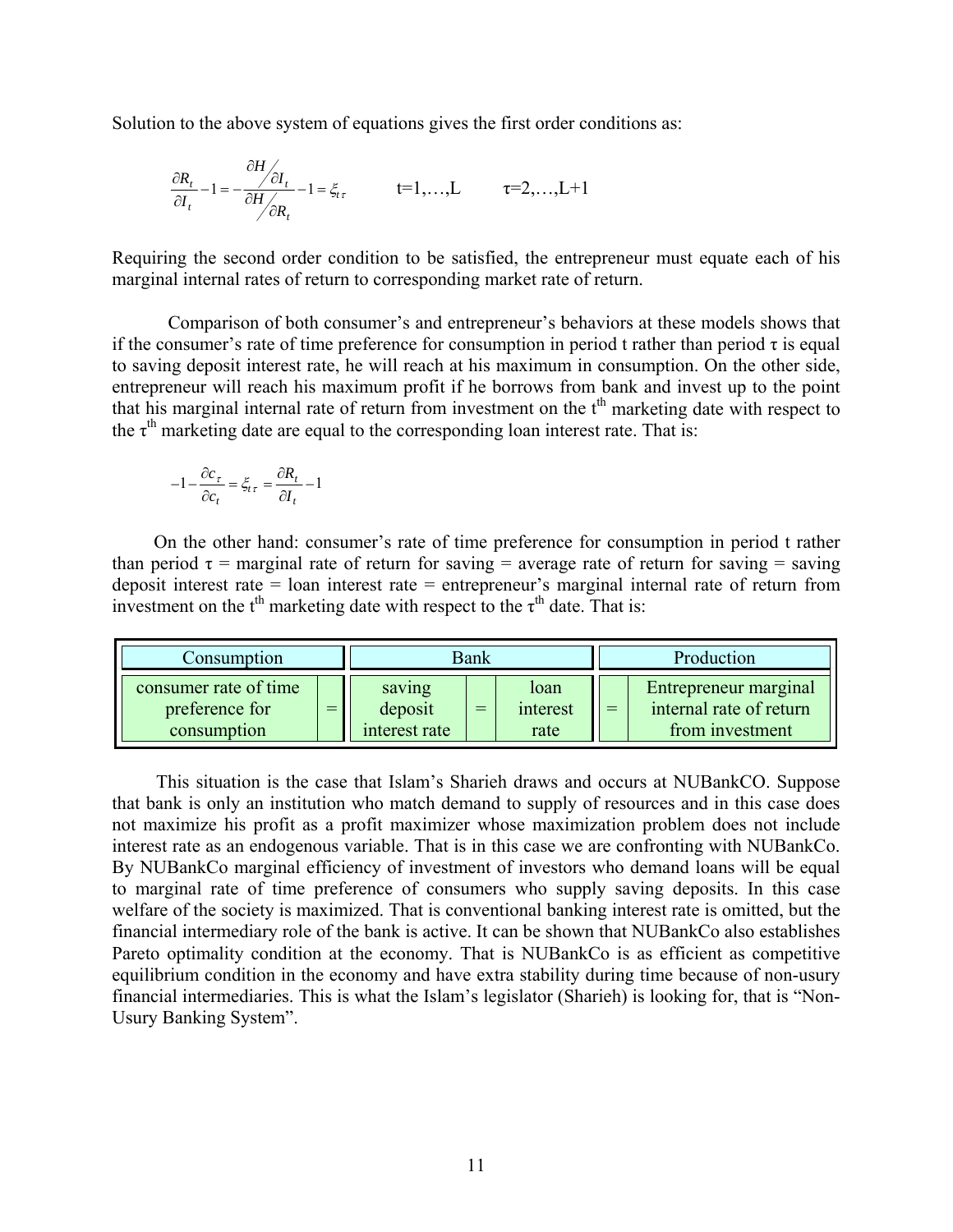Solution to the above system of equations gives the first order conditions as:

$$\frac{\partial R_t}{\partial I_t} - 1 = -\frac{\partial H / \partial I_t}{\partial H / \partial R_t} - 1 = \xi_{t\tau} \qquad t=1,\ldots,L \qquad \tau=2,\ldots,L+1$$

Requiring the second order condition to be satisfied, the entrepreneur must equate each of his marginal internal rates of return to corresponding market rate of return.

Comparison of both consumer's and entrepreneur's behaviors at these models shows that if the consumer's rate of time preference for consumption in period t rather than period τ is equal to saving deposit interest rate, he will reach at his maximum in consumption. On the other side, entrepreneur will reach his maximum profit if he borrows from bank and invest up to the point that his marginal internal rate of return from investment on the $t^{th}$ marketing date with respect to the $\tau^{th}$ marketing date are equal to the corresponding loan interest rate. That is:

$$-1 - \frac{\partial c_\tau}{\partial c_t} = \xi_{t\tau} = \frac{\partial R_t}{\partial I_t} - 1$$

On the other hand: consumer's rate of time preference for consumption in period t rather than period τ = marginal rate of return for saving = average rate of return for saving = saving deposit interest rate = loan interest rate = entrepreneur's marginal internal rate of return from investment on the $t^{th}$ marketing date with respect to the $\tau^{th}$ date. That is:

| Consumption | | Bank | | | | Production |
|---|---|---|---|---|---|---|
| consumer rate of time preference for consumption | = | saving deposit interest rate | = | loan interest rate | = | Entrepreneur marginal internal rate of return from investment |

This situation is the case that Islam's Sharieh draws and occurs at NUBankCO. Suppose that bank is only an institution who match demand to supply of resources and in this case does not maximize his profit as a profit maximizer whose maximization problem does not include interest rate as an endogenous variable. That is in this case we are confronting with NUBankCo. By NUBankCo marginal efficiency of investment of investors who demand loans will be equal to marginal rate of time preference of consumers who supply saving deposits. In this case welfare of the society is maximized. That is conventional banking interest rate is omitted, but the financial intermediary role of the bank is active. It can be shown that NUBankCo also establishes Pareto optimality condition at the economy. That is NUBankCo is as efficient as competitive equilibrium condition in the economy and have extra stability during time because of non-usury financial intermediaries. This is what the Islam's legislator (Sharieh) is looking for, that is "Non-Usury Banking System".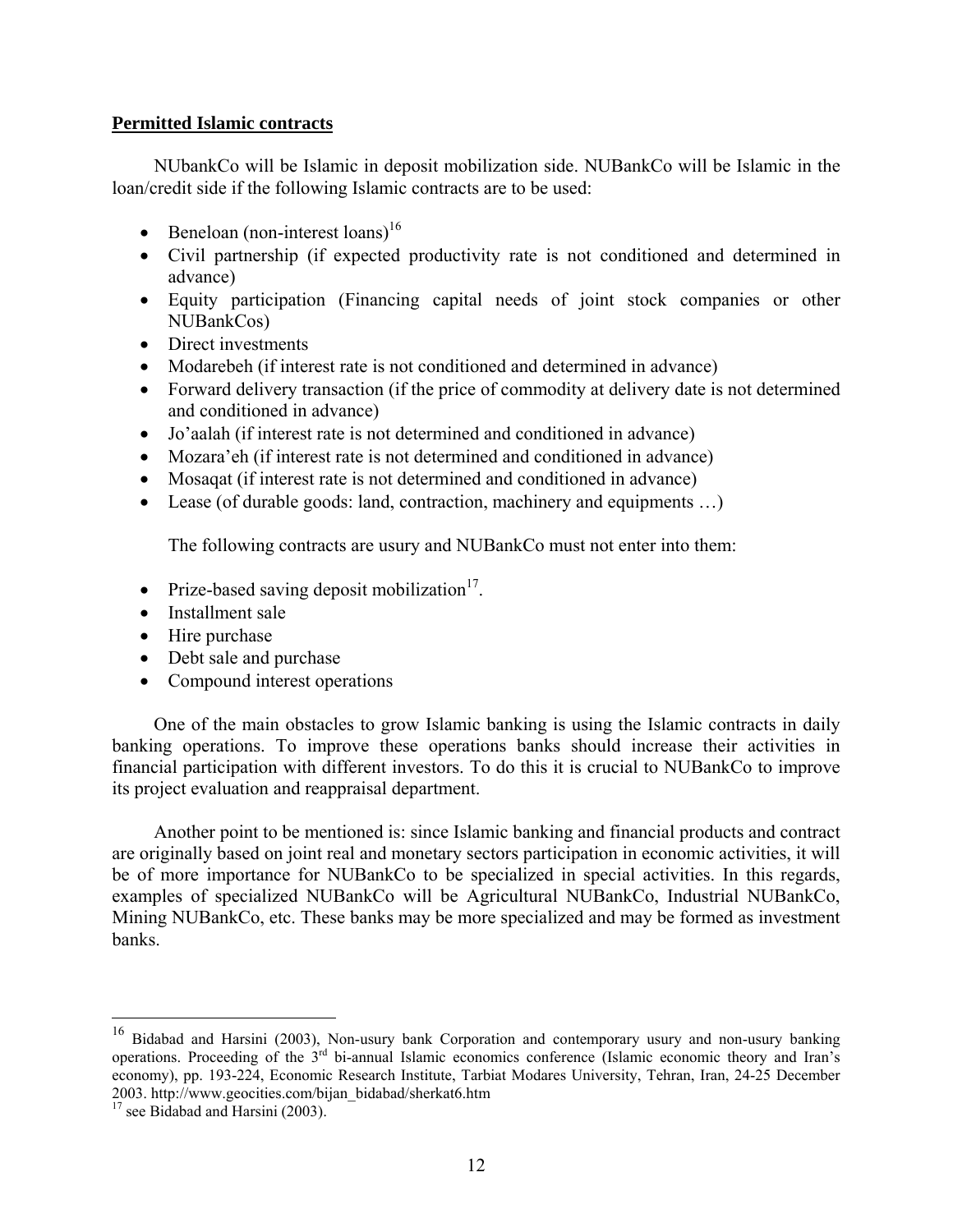**Permitted Islamic contracts**

NUbankCo will be Islamic in deposit mobilization side. NUBankCo will be Islamic in the loan/credit side if the following Islamic contracts are to be used:

- Beneloan (non-interest loans)[16]
- Civil partnership (if expected productivity rate is not conditioned and determined in advance)
- Equity participation (Financing capital needs of joint stock companies or other NUBankCos)
- Direct investments
- Modarebeh (if interest rate is not conditioned and determined in advance)
- Forward delivery transaction (if the price of commodity at delivery date is not determined and conditioned in advance)
- Jo'aalah (if interest rate is not determined and conditioned in advance)
- Mozara'eh (if interest rate is not determined and conditioned in advance)
- Mosaqat (if interest rate is not determined and conditioned in advance)
- Lease (of durable goods: land, contraction, machinery and equipments …)

The following contracts are usury and NUBankCo must not enter into them:

- Prize-based saving deposit mobilization[17].
- Installment sale
- Hire purchase
- Debt sale and purchase
- Compound interest operations

One of the main obstacles to grow Islamic banking is using the Islamic contracts in daily banking operations. To improve these operations banks should increase their activities in financial participation with different investors. To do this it is crucial to NUBankCo to improve its project evaluation and reappraisal department.

Another point to be mentioned is: since Islamic banking and financial products and contract are originally based on joint real and monetary sectors participation in economic activities, it will be of more importance for NUBankCo to be specialized in special activities. In this regards, examples of specialized NUBankCo will be Agricultural NUBankCo, Industrial NUBankCo, Mining NUBankCo, etc. These banks may be more specialized and may be formed as investment banks.

---

[16] Bidabad and Harsini (2003), Non-usury bank Corporation and contemporary usury and non-usury banking operations. Proceeding of the 3rd bi-annual Islamic economics conference (Islamic economic theory and Iran's economy), pp. 193-224, Economic Research Institute, Tarbiat Modares University, Tehran, Iran, 24-25 December 2003. http://www.geocities.com/bijan_bidabad/sherkat6.htm

[17] see Bidabad and Harsini (2003).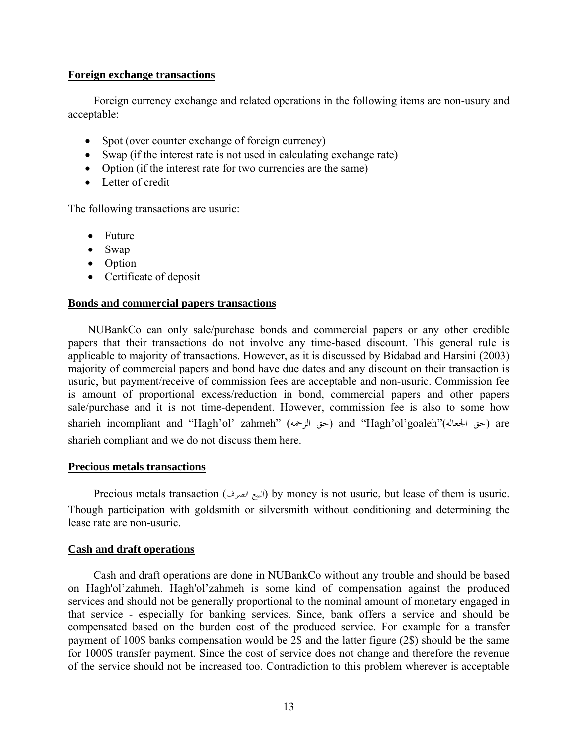**Foreign exchange transactions**

Foreign currency exchange and related operations in the following items are non-usury and acceptable:

- Spot (over counter exchange of foreign currency)
- Swap (if the interest rate is not used in calculating exchange rate)
- Option (if the interest rate for two currencies are the same)
- Letter of credit

The following transactions are usuric:

- Future
- Swap
- Option
- Certificate of deposit

**Bonds and commercial papers transactions**

NUBankCo can only sale/purchase bonds and commercial papers or any other credible papers that their transactions do not involve any time-based discount. This general rule is applicable to majority of transactions. However, as it is discussed by Bidabad and Harsini (2003) majority of commercial papers and bond have due dates and any discount on their transaction is usuric, but payment/receive of commission fees are acceptable and non-usuric. Commission fee is amount of proportional excess/reduction in bond, commercial papers and other papers sale/purchase and it is not time-dependent. However, commission fee is also to some how sharieh incompliant and "Hagh'ol' zahmeh" (حق الزحمه) and "Hagh'ol'goaleh"(حق الجعاله) are sharieh compliant and we do not discuss them here.

**Precious metals transactions**

Precious metals transaction (البيع الصرف) by money is not usuric, but lease of them is usuric. Though participation with goldsmith or silversmith without conditioning and determining the lease rate are non-usuric.

**Cash and draft operations**

Cash and draft operations are done in NUBankCo without any trouble and should be based on Hagh'ol'zahmeh. Hagh'ol'zahmeh is some kind of compensation against the produced services and should not be generally proportional to the nominal amount of monetary engaged in that service - especially for banking services. Since, bank offers a service and should be compensated based on the burden cost of the produced service. For example for a transfer payment of 100$ banks compensation would be 2$ and the latter figure (2$) should be the same for 1000$ transfer payment. Since the cost of service does not change and therefore the revenue of the service should not be increased too. Contradiction to this problem wherever is acceptable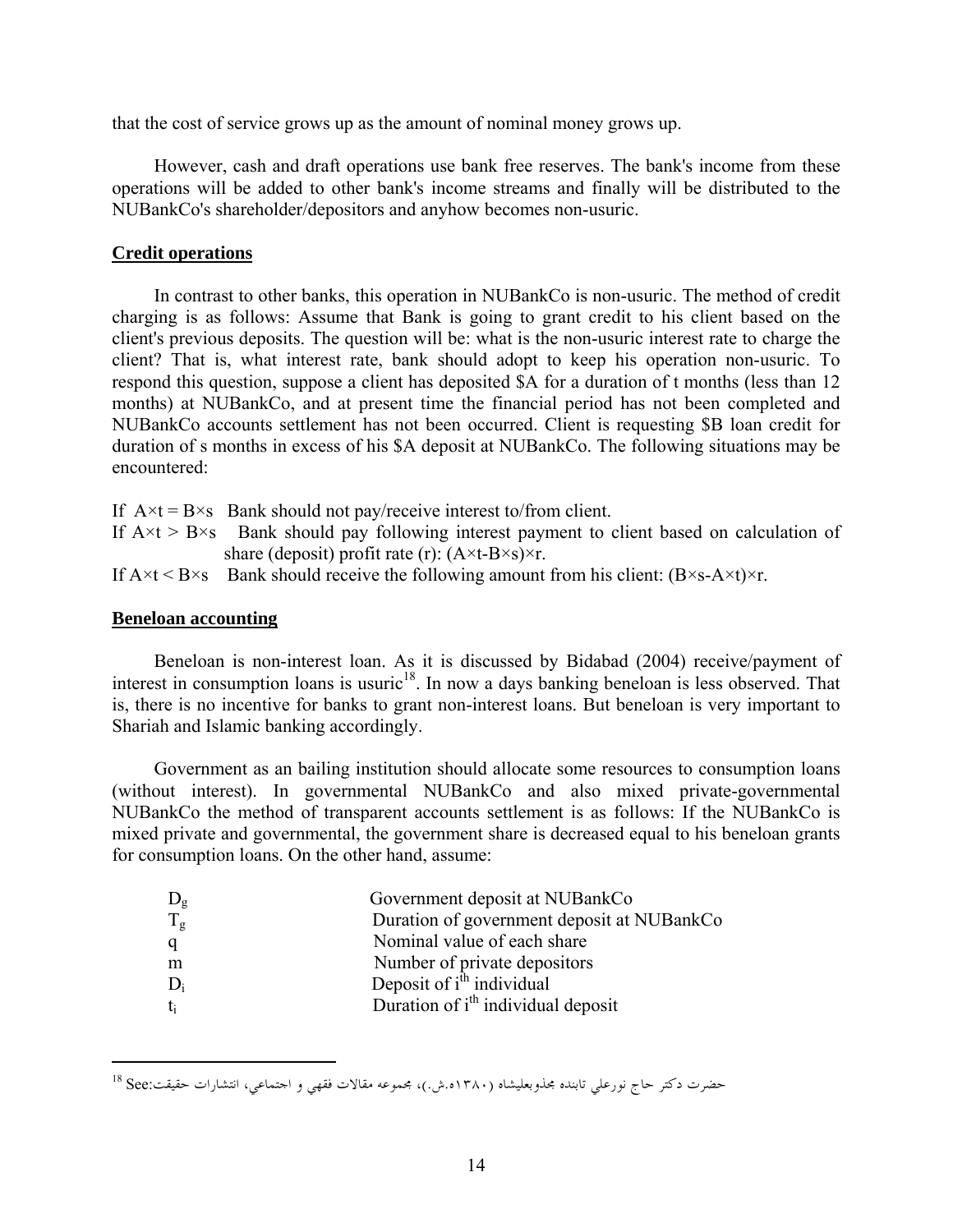that the cost of service grows up as the amount of nominal money grows up.

However, cash and draft operations use bank free reserves. The bank's income from these operations will be added to other bank's income streams and finally will be distributed to the NUBankCo's shareholder/depositors and anyhow becomes non-usuric.

**Credit operations**

In contrast to other banks, this operation in NUBankCo is non-usuric. The method of credit charging is as follows: Assume that Bank is going to grant credit to his client based on the client's previous deposits. The question will be: what is the non-usuric interest rate to charge the client? That is, what interest rate, bank should adopt to keep his operation non-usuric. To respond this question, suppose a client has deposited \$A for a duration of t months (less than 12 months) at NUBankCo, and at present time the financial period has not been completed and NUBankCo accounts settlement has not been occurred. Client is requesting \$B loan credit for duration of s months in excess of his \$A deposit at NUBankCo. The following situations may be encountered:

If $A\times t = B\times s$ Bank should not pay/receive interest to/from client.
If $A\times t > B\times s$ Bank should pay following interest payment to client based on calculation of share (deposit) profit rate (r): $(A\times t-B\times s)\times r$.
If $A\times t < B\times s$ Bank should receive the following amount from his client: $(B\times s-A\times t)\times r$.

**Beneloan accounting**

Beneloan is non-interest loan. As it is discussed by Bidabad (2004) receive/payment of interest in consumption loans is usuric[18]. In now a days banking beneloan is less observed. That is, there is no incentive for banks to grant non-interest loans. But beneloan is very important to Shariah and Islamic banking accordingly.

Government as an bailing institution should allocate some resources to consumption loans (without interest). In governmental NUBankCo and also mixed private-governmental NUBankCo the method of transparent accounts settlement is as follows: If the NUBankCo is mixed private and governmental, the government share is decreased equal to his beneloan grants for consumption loans. On the other hand, assume:

| | |
|---|---|
| $D_g$ | Government deposit at NUBankCo |
| $T_g$ | Duration of government deposit at NUBankCo |
| $q$ | Nominal value of each share |
| $m$ | Number of private depositors |
| $D_i$ | Deposit of $i^{th}$ individual |
| $t_i$ | Duration of $i^{th}$ individual deposit |

---

[18] See:حضرت دكتر حاج نورعلي تابنده مجذوبعليشاه (۱۳۸۰ه.ش.)، مجموعه مقالات فقهي و اجتماعي، انتشارات حقيقت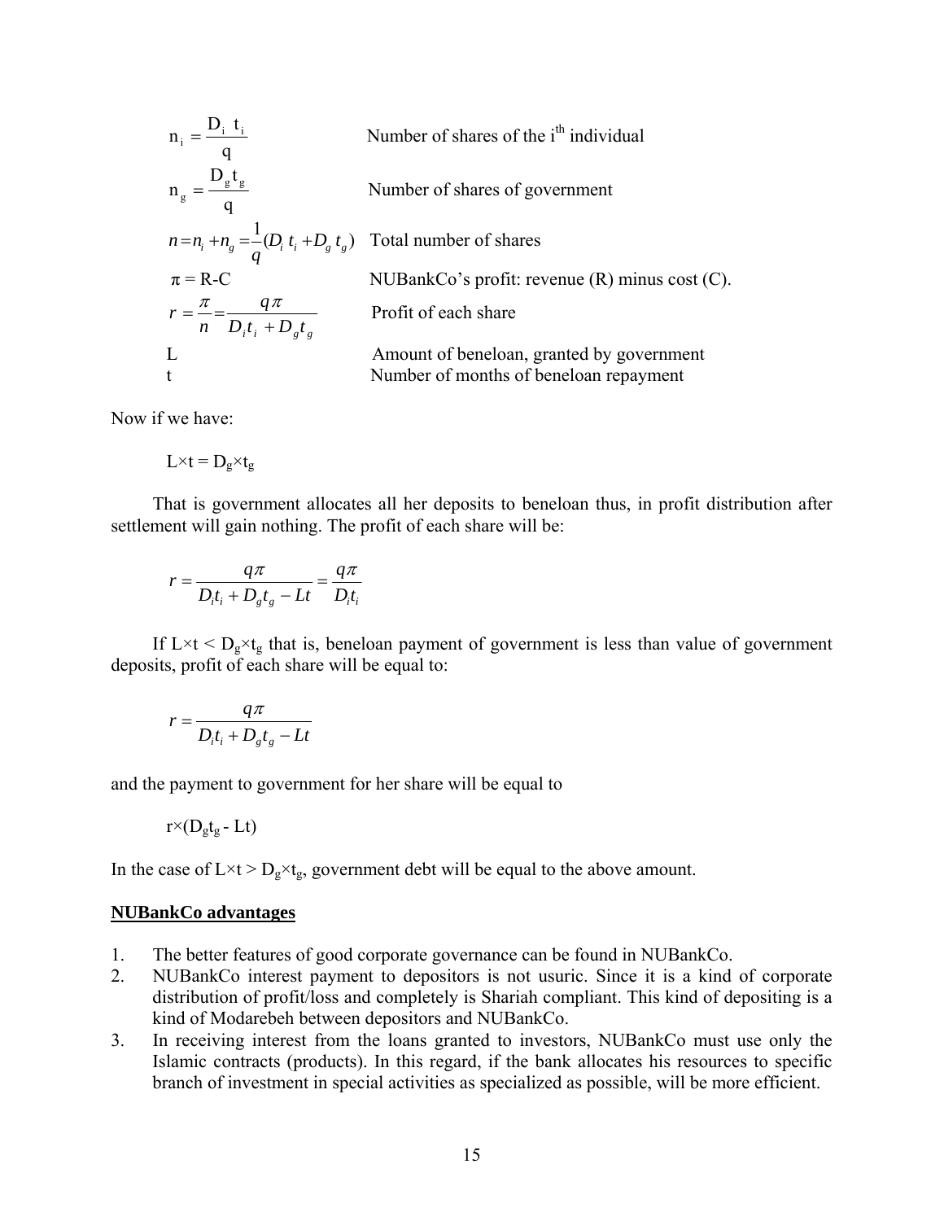$$n_i = \frac{D_i \ t_i}{q}$$ Number of shares of the $i^{th}$ individual

$$n_g = \frac{D_g t_g}{q}$$ Number of shares of government

$$n = n_i + n_g = \frac{1}{q}(D_i \ t_i + D_g \ t_g)$$ Total number of shares

$\pi$ = R-C NUBankCo's profit: revenue (R) minus cost (C).

$$r = \frac{\pi}{n} = \frac{q\pi}{D_i t_i + D_g t_g}$$ Profit of each share

L Amount of beneloan, granted by government

t Number of months of beneloan repayment

Now if we have:

$$L \times t = D_g \times t_g$$

That is government allocates all her deposits to beneloan thus, in profit distribution after settlement will gain nothing. The profit of each share will be:

$$r = \frac{q\pi}{D_i t_i + D_g t_g - Lt} = \frac{q\pi}{D_i t_i}$$

If $L \times t < D_g \times t_g$ that is, beneloan payment of government is less than value of government deposits, profit of each share will be equal to:

$$r = \frac{q\pi}{D_i t_i + D_g t_g - Lt}$$

and the payment to government for her share will be equal to

$$r \times (D_g t_g - Lt)$$

In the case of $L \times t > D_g \times t_g$, government debt will be equal to the above amount.

**NUBankCo advantages**

1. The better features of good corporate governance can be found in NUBankCo.
2. NUBankCo interest payment to depositors is not usuric. Since it is a kind of corporate distribution of profit/loss and completely is Shariah compliant. This kind of depositing is a kind of Modarebeh between depositors and NUBankCo.
3. In receiving interest from the loans granted to investors, NUBankCo must use only the Islamic contracts (products). In this regard, if the bank allocates his resources to specific branch of investment in special activities as specialized as possible, will be more efficient.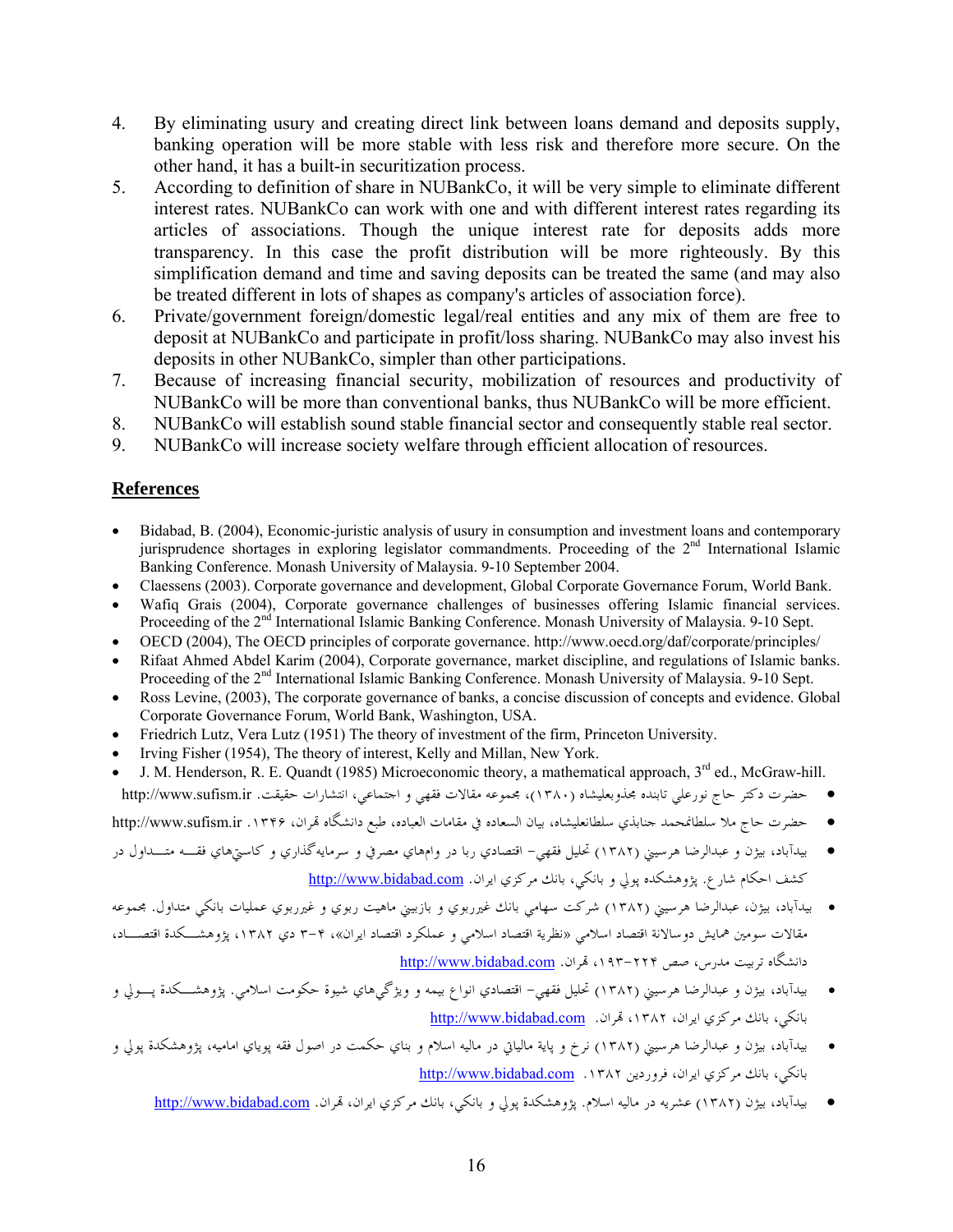4. By eliminating usury and creating direct link between loans demand and deposits supply, banking operation will be more stable with less risk and therefore more secure. On the other hand, it has a built-in securitization process.
5. According to definition of share in NUBankCo, it will be very simple to eliminate different interest rates. NUBankCo can work with one and with different interest rates regarding its articles of associations. Though the unique interest rate for deposits adds more transparency. In this case the profit distribution will be more righteously. By this simplification demand and time and saving deposits can be treated the same (and may also be treated different in lots of shapes as company's articles of association force).
6. Private/government foreign/domestic legal/real entities and any mix of them are free to deposit at NUBankCo and participate in profit/loss sharing. NUBankCo may also invest his deposits in other NUBankCo, simpler than other participations.
7. Because of increasing financial security, mobilization of resources and productivity of NUBankCo will be more than conventional banks, thus NUBankCo will be more efficient.
8. NUBankCo will establish sound stable financial sector and consequently stable real sector.
9. NUBankCo will increase society welfare through efficient allocation of resources.

## References

- Bidabad, B. (2004), Economic-juristic analysis of usury in consumption and investment loans and contemporary jurisprudence shortages in exploring legislator commandments. Proceeding of the 2nd International Islamic Banking Conference. Monash University of Malaysia. 9-10 September 2004.
- Claessens (2003). Corporate governance and development, Global Corporate Governance Forum, World Bank.
- Wafiq Grais (2004), Corporate governance challenges of businesses offering Islamic financial services. Proceeding of the 2nd International Islamic Banking Conference. Monash University of Malaysia. 9-10 Sept.
- OECD (2004), The OECD principles of corporate governance. http://www.oecd.org/daf/corporate/principles/
- Rifaat Ahmed Abdel Karim (2004), Corporate governance, market discipline, and regulations of Islamic banks. Proceeding of the 2nd International Islamic Banking Conference. Monash University of Malaysia. 9-10 Sept.
- Ross Levine, (2003), The corporate governance of banks, a concise discussion of concepts and evidence. Global Corporate Governance Forum, World Bank, Washington, USA.
- Friedrich Lutz, Vera Lutz (1951) The theory of investment of the firm, Princeton University.
- Irving Fisher (1954), The theory of interest, Kelly and Millan, New York.
- J. M. Henderson, R. E. Quandt (1985) Microeconomic theory, a mathematical approach, 3rd ed., McGraw-hill.
- حضرت دكتر حاج نورعلي تابنده مجذوبعليشاه (۱۳۸۰)، مجموعه مقالات فقهي و اجتماعي، انتشارات حقيقت. http://www.sufism.ir
- حضرت حاج ملا سلطانمحمد جنابذي سلطانعليشاه، بيان السعاده في مقامات العباده، طبع دانشگاه تهران، ۱۳۴۶. http://www.sufism.ir
- بيدآباد، بيژن و عبدالرضا هرسيني (۱۳۸۲) تحليل فقهي- اقتصادي ربا در وامهاي مصرفي و سرمايه‌گذاري و كاستي‌هاي فقه متداول در كشف احكام شارع. پژوهشكده پولي و بانكي، بانك مركزي ايران. http://www.bidabad.com
- بيدآباد، بيژن، عبدالرضا هرسيني (۱۳۸۲) شركت سهامي بانك غيرربوي و بازبيني ماهيت ربوي و غيرربوي عمليات بانكي متداول. مجموعه مقالات سومين همايش دوسالانة اقتصاد اسلامي «نظرية اقتصاد اسلامي و عملكرد اقتصاد ايران»، ۴-۳ دي ۱۳۸۲، پژوهشكدة اقتصاد، دانشگاه تربيت مدرس، صص ۲۲۴-۱۹۳، تهران. http://www.bidabad.com
- بيدآباد، بيژن و عبدالرضا هرسيني (۱۳۸۲) تحليل فقهي- اقتصادي انواع بيمه و ويژگي‌هاي شيوة حكومت اسلامي. پژوهشكدة پولي و بانكي، بانك مركزي ايران، ۱۳۸۲، تهران. http://www.bidabad.com
- بيدآباد، بيژن و عبدالرضا هرسيني (۱۳۸۲) نرخ و پاية مالياتي در ماليه اسلام و بناي حكمت در اصول فقه پوياي اماميه، پژوهشكدة پولي و بانكي، بانك مركزي ايران، فروردين ۱۳۸۲. http://www.bidabad.com
- بيدآباد، بيژن (۱۳۸۲) عشريه در ماليه اسلام. پژوهشكدة پولي و بانكي، بانك مركزي ايران، تهران. http://www.bidabad.com